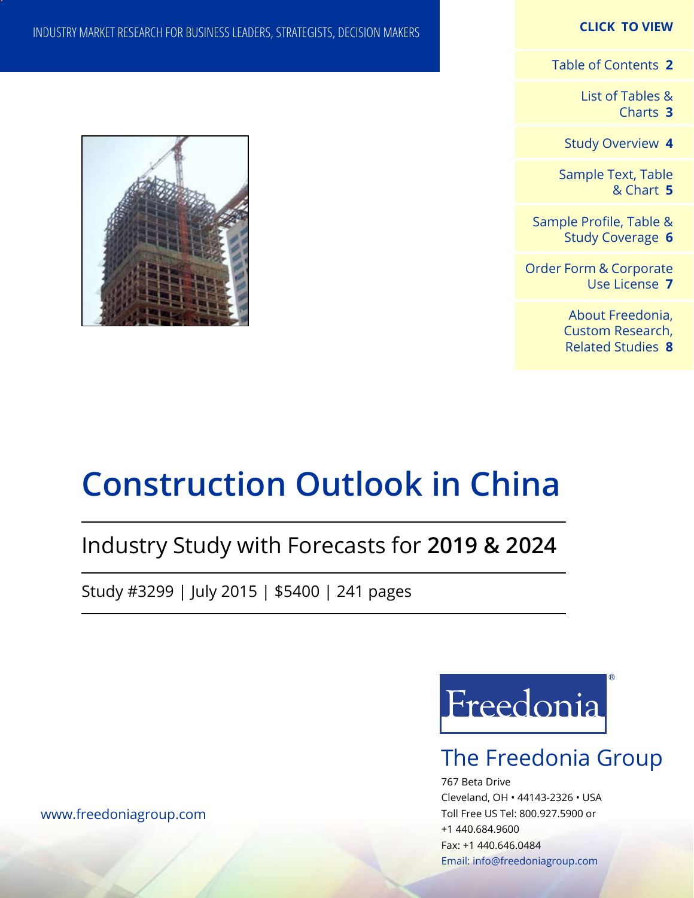INDUSTRY MARKET RESEARCH FOR BUSINESS LEADERS, STRATEGISTS, DECISION MAKERS

**CLICK TO VIEW**

Table of Contents **2**

List of Tables & Charts **3**

Study Overview **4**

Sample Text, Table & Chart **5**

Sample Profile, Table & Study Coverage **6**

Order Form & Corporate Use License **7**

About Freedonia, Custom Research, Related Studies **8**

# Construction Outlook in China

## Industry Study with Forecasts for **2019 & 2024**

Study #3299 | July 2015 | $5400 | 241 pages

Freedonia®

The Freedonia Group

767 Beta Drive
Cleveland, OH • 44143-2326 • USA
Toll Free US Tel: 800.927.5900 or
+1 440.684.9600
Fax: +1 440.646.0484
Email: info@freedoniagroup.com

www.freedoniagroup.com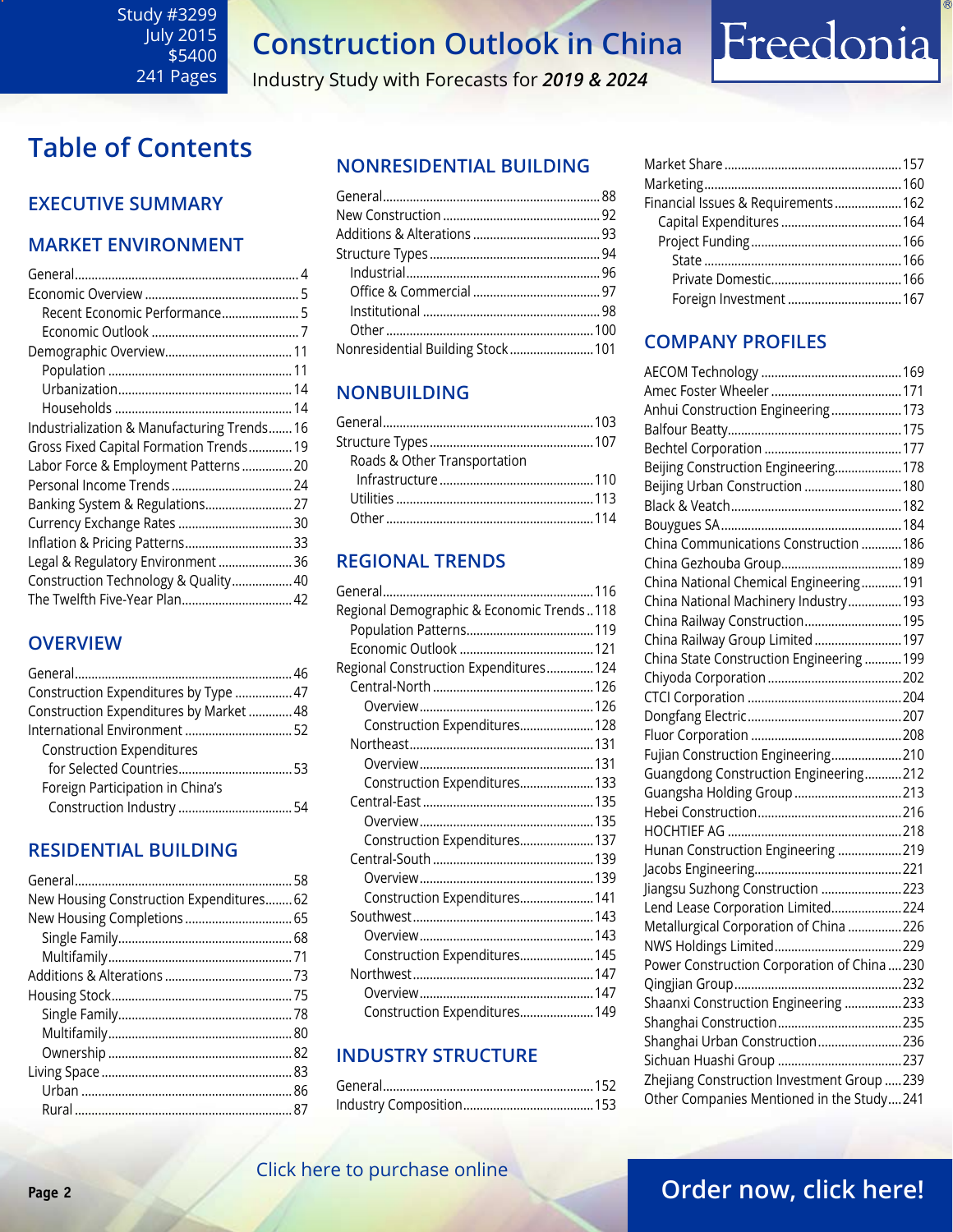Study #3299
July 2015
$5400
241 Pages

# Construction Outlook in China

Industry Study with Forecasts for ***2019 & 2024***

Freedonia

## Table of Contents

### EXECUTIVE SUMMARY

### MARKET ENVIRONMENT

- General ... 4
- Economic Overview ... 5
  - Recent Economic Performance ... 5
  - Economic Outlook ... 7
- Demographic Overview ... 11
  - Population ... 11
  - Urbanization ... 14
  - Households ... 14
- Industrialization & Manufacturing Trends ... 16
- Gross Fixed Capital Formation Trends ... 19
- Labor Force & Employment Patterns ... 20
- Personal Income Trends ... 24
- Banking System & Regulations ... 27
- Currency Exchange Rates ... 30
- Inflation & Pricing Patterns ... 33
- Legal & Regulatory Environment ... 36
- Construction Technology & Quality ... 40
- The Twelfth Five-Year Plan ... 42

### OVERVIEW

- General ... 46
- Construction Expenditures by Type ... 47
- Construction Expenditures by Market ... 48
- International Environment ... 52
  - Construction Expenditures for Selected Countries ... 53
  - Foreign Participation in China's Construction Industry ... 54

### RESIDENTIAL BUILDING

- General ... 58
- New Housing Construction Expenditures ... 62
- New Housing Completions ... 65
  - Single Family ... 68
  - Multifamily ... 71
- Additions & Alterations ... 73
- Housing Stock ... 75
  - Single Family ... 78
  - Multifamily ... 80
  - Ownership ... 82
- Living Space ... 83
  - Urban ... 86
  - Rural ... 87

### NONRESIDENTIAL BUILDING

- General ... 88
- New Construction ... 92
- Additions & Alterations ... 93
- Structure Types ... 94
  - Industrial ... 96
  - Office & Commercial ... 97
  - Institutional ... 98
  - Other ... 100
- Nonresidential Building Stock ... 101

### NONBUILDING

- General ... 103
- Structure Types ... 107
  - Roads & Other Transportation Infrastructure ... 110
  - Utilities ... 113
  - Other ... 114

### REGIONAL TRENDS

- General ... 116
- Regional Demographic & Economic Trends ... 118
  - Population Patterns ... 119
  - Economic Outlook ... 121
- Regional Construction Expenditures ... 124
  - Central-North ... 126
    - Overview ... 126
    - Construction Expenditures ... 128
  - Northeast ... 131
    - Overview ... 131
    - Construction Expenditures ... 133
  - Central-East ... 135
    - Overview ... 135
    - Construction Expenditures ... 137
  - Central-South ... 139
    - Overview ... 139
    - Construction Expenditures ... 141
  - Southwest ... 143
    - Overview ... 143
    - Construction Expenditures ... 145
  - Northwest ... 147
    - Overview ... 147
    - Construction Expenditures ... 149

### INDUSTRY STRUCTURE

- General ... 152
- Industry Composition ... 153
- Market Share ... 157
- Marketing ... 160
- Financial Issues & Requirements ... 162
  - Capital Expenditures ... 164
  - Project Funding ... 166
    - State ... 166
    - Private Domestic ... 166
    - Foreign Investment ... 167

### COMPANY PROFILES

- AECOM Technology ... 169
- Amec Foster Wheeler ... 171
- Anhui Construction Engineering ... 173
- Balfour Beatty ... 175
- Bechtel Corporation ... 177
- Beijing Construction Engineering ... 178
- Beijing Urban Construction ... 180
- Black & Veatch ... 182
- Bouygues SA ... 184
- China Communications Construction ... 186
- China Gezhouba Group ... 189
- China National Chemical Engineering ... 191
- China National Machinery Industry ... 193
- China Railway Construction ... 195
- China Railway Group Limited ... 197
- China State Construction Engineering ... 199
- Chiyoda Corporation ... 202
- CTCI Corporation ... 204
- Dongfang Electric ... 207
- Fluor Corporation ... 208
- Fujian Construction Engineering ... 210
- Guangdong Construction Engineering ... 212
- Guangsha Holding Group ... 213
- Hebei Construction ... 216
- HOCHTIEF AG ... 218
- Hunan Construction Engineering ... 219
- Jacobs Engineering ... 221
- Jiangsu Suzhong Construction ... 223
- Lend Lease Corporation Limited ... 224
- Metallurgical Corporation of China ... 226
- NWS Holdings Limited ... 229
- Power Construction Corporation of China ... 230
- Qingjian Group ... 232
- Shaanxi Construction Engineering ... 233
- Shanghai Construction ... 235
- Shanghai Urban Construction ... 236
- Sichuan Huashi Group ... 237
- Zhejiang Construction Investment Group ... 239
- Other Companies Mentioned in the Study ... 241

Click here to purchase online

**Order now, click here!**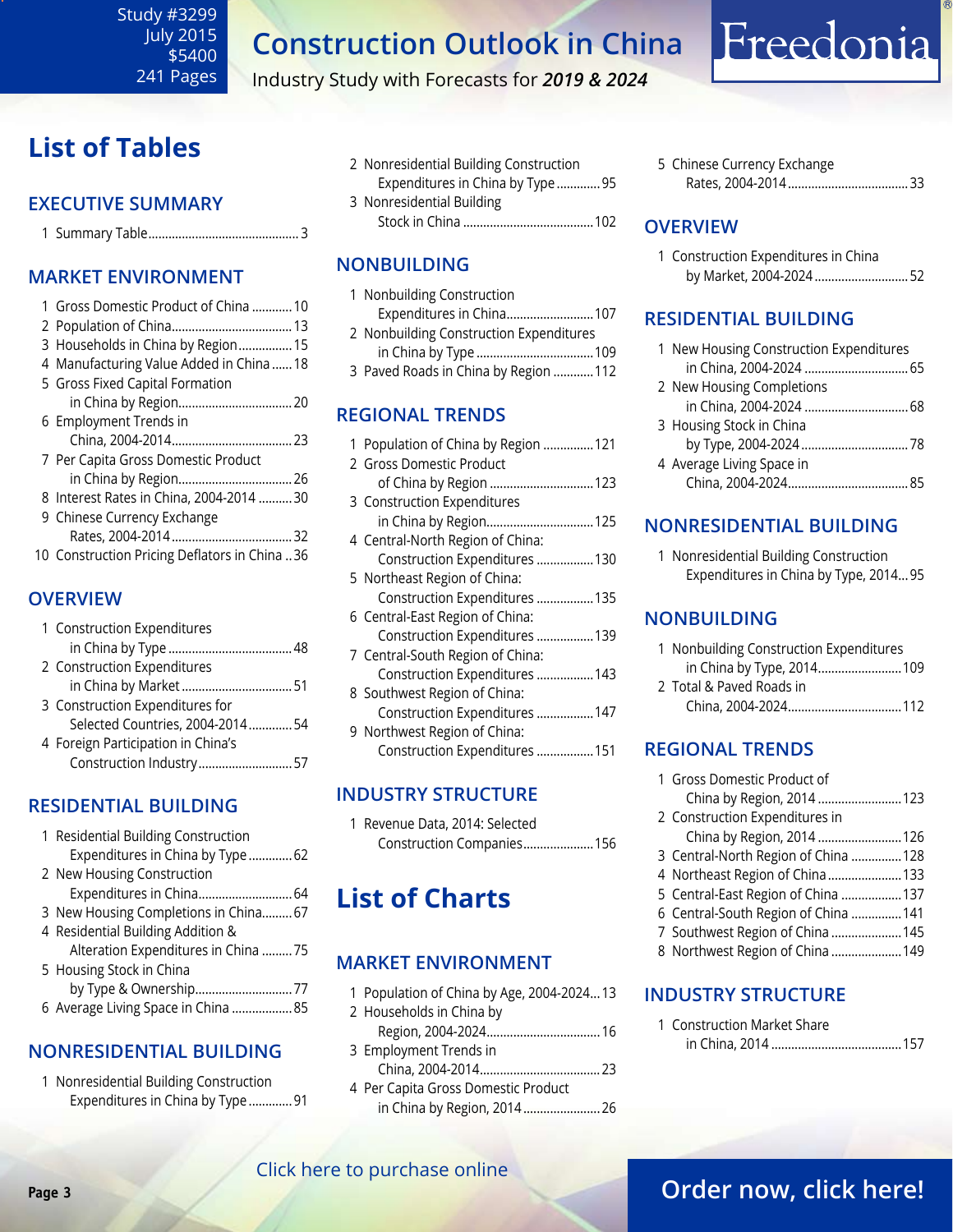# List of Tables

## EXECUTIVE SUMMARY

1 Summary Table ........................................... 3

## MARKET ENVIRONMENT

1 Gross Domestic Product of China ............ 10
2 Population of China ...................................... 13
3 Households in China by Region ................ 15
4 Manufacturing Value Added in China ...... 18
5 Gross Fixed Capital Formation in China by Region ................................. 20
6 Employment Trends in China, 2004-2014 .................................... 23
7 Per Capita Gross Domestic Product in China by Region ................................. 26
8 Interest Rates in China, 2004-2014 .......... 30
9 Chinese Currency Exchange Rates, 2004-2014 .................................... 32
10 Construction Pricing Deflators in China .. 36

## OVERVIEW

1 Construction Expenditures in China by Type ..................................... 48
2 Construction Expenditures in China by Market ................................. 51
3 Construction Expenditures for Selected Countries, 2004-2014 ............. 54
4 Foreign Participation in China's Construction Industry ............................ 57

## RESIDENTIAL BUILDING

1 Residential Building Construction Expenditures in China by Type ............. 62
2 New Housing Construction Expenditures in China ............................ 64
3 New Housing Completions in China ......... 67
4 Residential Building Addition & Alteration Expenditures in China ......... 75
5 Housing Stock in China by Type & Ownership ............................. 77
6 Average Living Space in China .................. 85

## NONRESIDENTIAL BUILDING

1 Nonresidential Building Construction Expenditures in China by Type ............. 91
2 Nonresidential Building Construction Expenditures in China by Type ............. 95
3 Nonresidential Building Stock in China ...................................... 102

## NONBUILDING

1 Nonbuilding Construction Expenditures in China .......................... 107
2 Nonbuilding Construction Expenditures in China by Type .................................. 109
3 Paved Roads in China by Region ............ 112

## REGIONAL TRENDS

1 Population of China by Region ............... 121
2 Gross Domestic Product of China by Region ............................... 123
3 Construction Expenditures in China by Region ................................ 125
4 Central-North Region of China: Construction Expenditures ................. 130
5 Northeast Region of China: Construction Expenditures ................. 135
6 Central-East Region of China: Construction Expenditures ................. 139
7 Central-South Region of China: Construction Expenditures ................. 143
8 Southwest Region of China: Construction Expenditures ................. 147
9 Northwest Region of China: Construction Expenditures ................. 151

## INDUSTRY STRUCTURE

1 Revenue Data, 2014: Selected Construction Companies ..................... 156

# List of Charts

## MARKET ENVIRONMENT

1 Population of China by Age, 2004-2024... 13
2 Households in China by Region, 2004-2024 .................................. 16
3 Employment Trends in China, 2004-2014 .................................... 23
4 Per Capita Gross Domestic Product in China by Region, 2014 ....................... 26
5 Chinese Currency Exchange Rates, 2004-2014 .................................... 33

## OVERVIEW

1 Construction Expenditures in China by Market, 2004-2024 ............................ 52

## RESIDENTIAL BUILDING

1 New Housing Construction Expenditures in China, 2004-2024 ............................... 65
2 New Housing Completions in China, 2004-2024 ............................... 68
3 Housing Stock in China by Type, 2004-2024 ................................ 78
4 Average Living Space in China, 2004-2024 .................................... 85

## NONRESIDENTIAL BUILDING

1 Nonresidential Building Construction Expenditures in China by Type, 2014... 95

## NONBUILDING

1 Nonbuilding Construction Expenditures in China by Type, 2014 ........................ 109
2 Total & Paved Roads in China, 2004-2024 .................................. 112

## REGIONAL TRENDS

1 Gross Domestic Product of China by Region, 2014 ......................... 123
2 Construction Expenditures in China by Region, 2014 ......................... 126
3 Central-North Region of China ............... 128
4 Northeast Region of China ...................... 133
5 Central-East Region of China .................. 137
6 Central-South Region of China ............... 141
7 Southwest Region of China ..................... 145
8 Northwest Region of China ..................... 149

## INDUSTRY STRUCTURE

1 Construction Market Share in China, 2014 ....................................... 157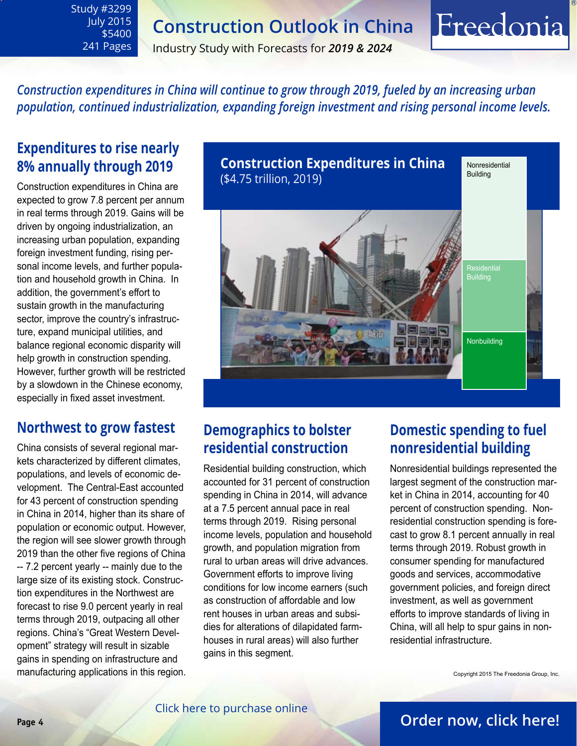# Construction Outlook in China

Study #3299
July 2015
$5400
241 Pages

Industry Study with Forecasts for ***2019 & 2024***

*Construction expenditures in China will continue to grow through 2019, fueled by an increasing urban population, continued industrialization, expanding foreign investment and rising personal income levels.*

## Expenditures to rise nearly 8% annually through 2019

Construction expenditures in China are expected to grow 7.8 percent per annum in real terms through 2019. Gains will be driven by ongoing industrialization, an increasing urban population, expanding foreign investment funding, rising personal income levels, and further population and household growth in China. In addition, the government's effort to sustain growth in the manufacturing sector, improve the country's infrastructure, expand municipal utilities, and balance regional economic disparity will help growth in construction spending. However, further growth will be restricted by a slowdown in the Chinese economy, especially in fixed asset investment.

**Construction Expenditures in China**
($4.75 trillion, 2019)

- Nonresidential Building
- Residential Building
- Nonbuilding

## Northwest to grow fastest

China consists of several regional markets characterized by different climates, populations, and levels of economic development. The Central-East accounted for 43 percent of construction spending in China in 2014, higher than its share of population or economic output. However, the region will see slower growth through 2019 than the other five regions of China -- 7.2 percent yearly -- mainly due to the large size of its existing stock. Construction expenditures in the Northwest are forecast to rise 9.0 percent yearly in real terms through 2019, outpacing all other regions. China's "Great Western Development" strategy will result in sizable gains in spending on infrastructure and manufacturing applications in this region.

## Demographics to bolster residential construction

Residential building construction, which accounted for 31 percent of construction spending in China in 2014, will advance at a 7.5 percent annual pace in real terms through 2019. Rising personal income levels, population and household growth, and population migration from rural to urban areas will drive advances. Government efforts to improve living conditions for low income earners (such as construction of affordable and low rent houses in urban areas and subsidies for alterations of dilapidated farmhouses in rural areas) will also further gains in this segment.

## Domestic spending to fuel nonresidential building

Nonresidential buildings represented the largest segment of the construction market in China in 2014, accounting for 40 percent of construction spending. Nonresidential construction spending is forecast to grow 8.1 percent annually in real terms through 2019. Robust growth in consumer spending for manufactured goods and services, accommodative government policies, and foreign direct investment, as well as government efforts to improve standards of living in China, will all help to spur gains in nonresidential infrastructure.

Copyright 2015 The Freedonia Group, Inc.

Click here to purchase online

Order now, click here!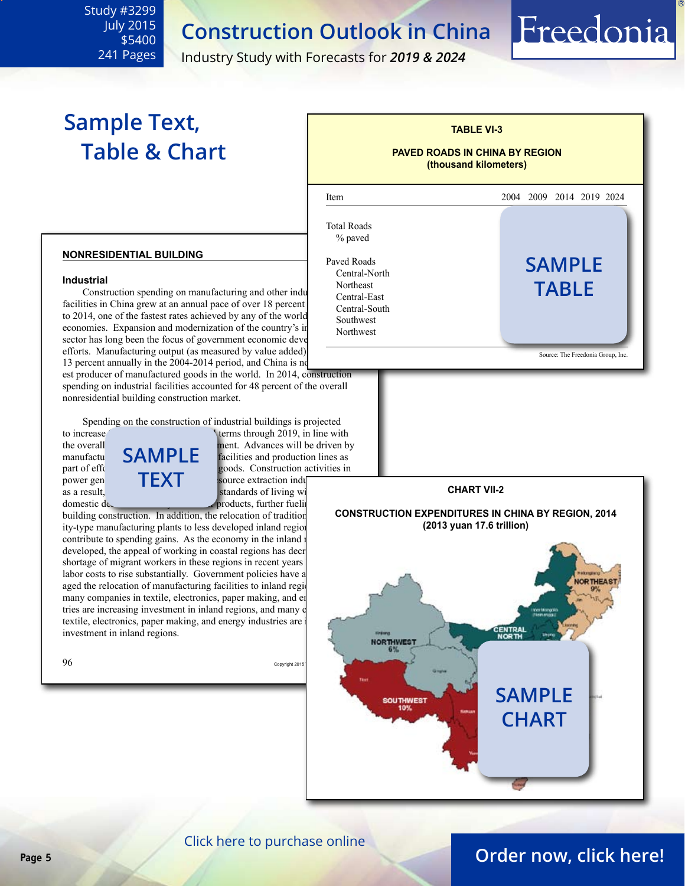Study #3299
July 2015
$5400
241 Pages

# Construction Outlook in China

Industry Study with Forecasts for ***2019 & 2024***

## Sample Text, Table & Chart

**TABLE VI-3**

**PAVED ROADS IN CHINA BY REGION**
**(thousand kilometers)**

| Item | 2004 | 2009 | 2014 | 2019 | 2024 |
|---|---|---|---|---|---|
| Total Roads | | | | | |
| % paved | | | | | |
| Paved Roads | | | | | |
| Central-North | | | | | |
| Northeast | | | | | |
| Central-East | | | | | |
| Central-South | | | | | |
| Southwest | | | | | |
| Northwest | | | | | |

SAMPLE TABLE

Source: The Freedonia Group, Inc.

### NONRESIDENTIAL BUILDING

#### Industrial

Construction spending on manufacturing and other indu facilities in China grew at an annual pace of over 18 percent to 2014, one of the fastest rates achieved by any of the world economies. Expansion and modernization of the country's i sector has long been the focus of government economic deve efforts. Manufacturing output (as measured by value added) 13 percent annually in the 2004-2014 period, and China is n est producer of manufactured goods in the world. In 2014, construction spending on industrial facilities accounted for 48 percent of the overall nonresidential building construction market.

Spending on the construction of industrial buildings is projected to increase ... terms through 2019, in line with the overall ... ment. Advances will be driven by manufactu... facilities and production lines as part of eff... goods. Construction activities in power gen... source extraction indu as a result, ... standards of living wi domestic de... products, further fueli building construction. In addition, the relocation of tradition ity-type manufacturing plants to less developed inland regio contribute to spending gains. As the economy in the inland developed, the appeal of working in coastal regions has decr shortage of migrant workers in these regions in recent years labor costs to rise substantially. Government policies have a aged the relocation of manufacturing facilities to inland regi many companies in textile, electronics, paper making, and e tries are increasing investment in inland regions, and many textile, electronics, paper making, and energy industries are investment in inland regions.

SAMPLE TEXT

**CHART VII-2**

**CONSTRUCTION EXPENDITURES IN CHINA BY REGION, 2014**
**(2013 yuan 17.6 trillion)**

NORTHEAST 9%
CENTRAL NORTH
NORTHWEST 6%
SOUTHWEST 10%

SAMPLE CHART

Click here to purchase online

Order now, click here!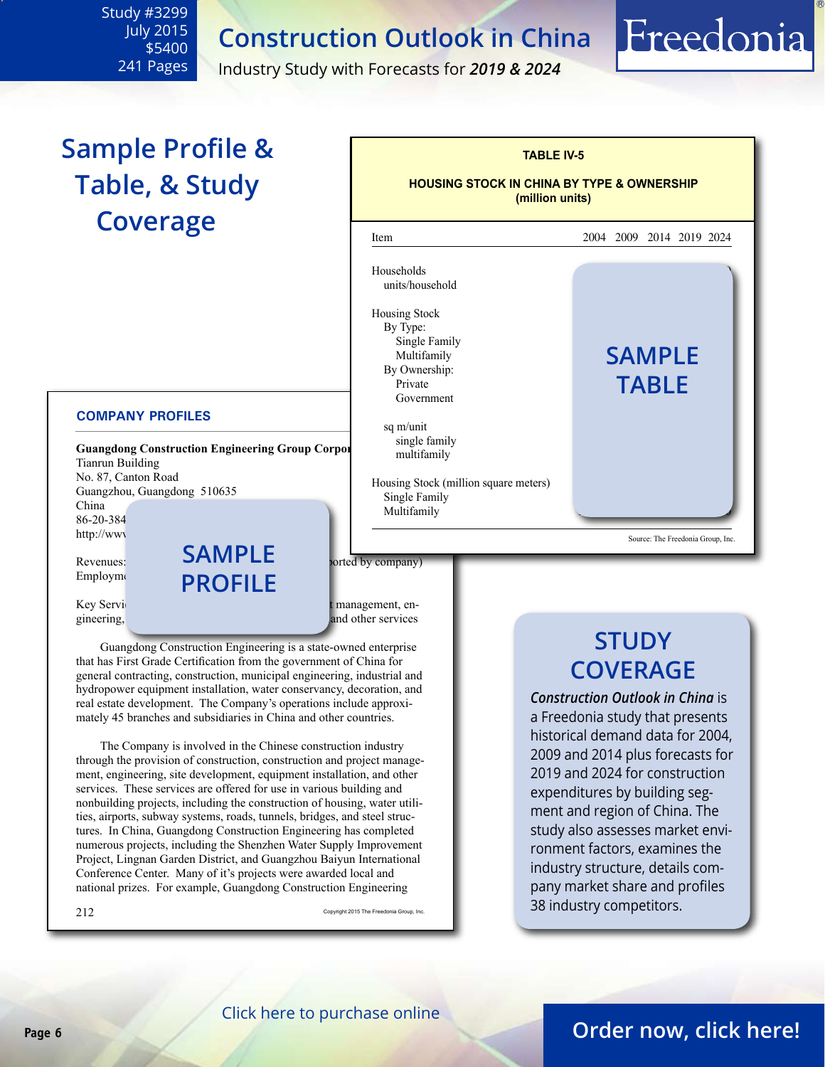Study #3299
July 2015
$5400
241 Pages

# Construction Outlook in China

Industry Study with Forecasts for ***2019 & 2024***

## Sample Profile & Table, & Study Coverage

**TABLE IV-5**

**HOUSING STOCK IN CHINA BY TYPE & OWNERSHIP (million units)**

| Item | 2004 | 2009 | 2014 | 2019 | 2024 |
|---|---|---|---|---|---|
| Households | | | | | |
| units/household | | | | | |
| Housing Stock | | | | | |
| By Type: | | | | | |
| Single Family | | | | | |
| Multifamily | | | | | |
| By Ownership: | | | | | |
| Private | | | | | |
| Government | | | | | |
| sq m/unit | | | | | |
| single family | | | | | |
| multifamily | | | | | |
| Housing Stock (million square meters) | | | | | |
| Single Family | | | | | |
| Multifamily | | | | | |

SAMPLE TABLE

Source: The Freedonia Group, Inc.

**COMPANY PROFILES**

**Guangdong Construction Engineering Group Corpo**
Tianrun Building
No. 87, Canton Road
Guangzhou, Guangdong 510635
China
86-20-384
http://www

Revenues: ...orted by company)
Employm...

Key Servi... management, engineering, ... and other services

SAMPLE PROFILE

Guangdong Construction Engineering is a state-owned enterprise that has First Grade Certification from the government of China for general contracting, construction, municipal engineering, industrial and hydropower equipment installation, water conservancy, decoration, and real estate development. The Company's operations include approximately 45 branches and subsidiaries in China and other countries.

The Company is involved in the Chinese construction industry through the provision of construction, contraction and project management, engineering, site development, equipment installation, and other services. These services are offered for use in various building and nonbuilding projects, including the construction of housing, water utilities, airports, subway systems, roads, tunnels, bridges, and steel structures. In China, Guangdong Construction Engineering has completed numerous projects, including the Shenzhen Water Supply Improvement Project, Lingnan Garden District, and Guangzhou Baiyun International Conference Center. Many of it's projects were awarded local and national prizes. For example, Guangdong Construction Engineering

## STUDY COVERAGE

***Construction Outlook in China*** is a Freedonia study that presents historical demand data for 2004, 2009 and 2014 plus forecasts for 2019 and 2024 for construction expenditures by building segment and region of China. The study also assesses market environment factors, examines the industry structure, details company market share and profiles 38 industry competitors.

Click here to purchase online

Order now, click here!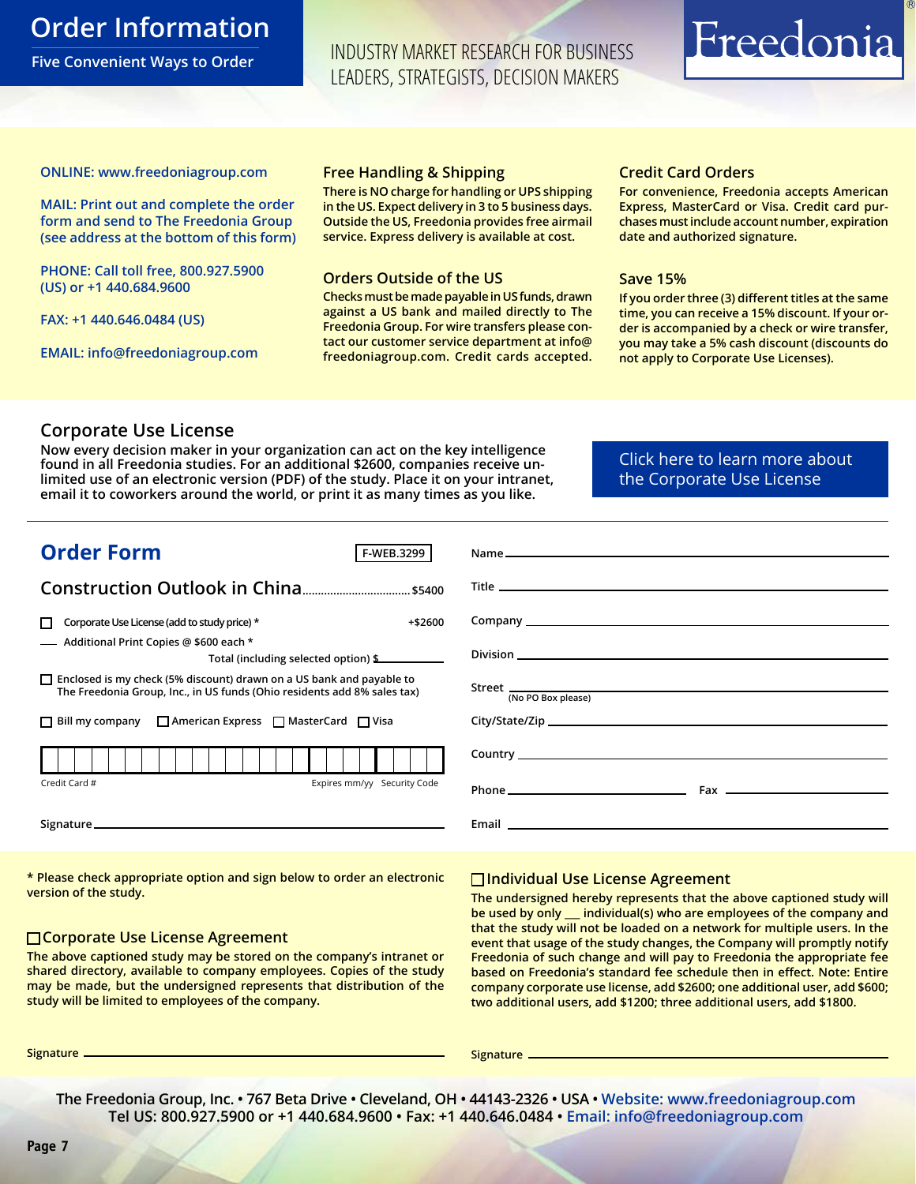# Order Information

## Five Convenient Ways to Order

INDUSTRY MARKET RESEARCH FOR BUSINESS LEADERS, STRATEGISTS, DECISION MAKERS

Freedonia®

ONLINE: www.freedoniagroup.com

MAIL: Print out and complete the order form and send to The Freedonia Group (see address at the bottom of this form)

PHONE: Call toll free, 800.927.5900 (US) or +1 440.684.9600

FAX: +1 440.646.0484 (US)

EMAIL: info@freedoniagroup.com

### Free Handling & Shipping

There is NO charge for handling or UPS shipping in the US. Expect delivery in 3 to 5 business days. Outside the US, Freedonia provides free airmail service. Express delivery is available at cost.

### Orders Outside of the US

Checks must be made payable in US funds, drawn against a US bank and mailed directly to The Freedonia Group. For wire transfers please contact our customer service department at info@freedoniagroup.com. Credit cards accepted.

### Credit Card Orders

For convenience, Freedonia accepts American Express, MasterCard or Visa. Credit card purchases must include account number, expiration date and authorized signature.

### Save 15%

If you order three (3) different titles at the same time, you can receive a 15% discount. If your order is accompanied by a check or wire transfer, you may take a 5% cash discount (discounts do not apply to Corporate Use Licenses).

### Corporate Use License

Now every decision maker in your organization can act on the key intelligence found in all Freedonia studies. For an additional $2600, companies receive unlimited use of an electronic version (PDF) of the study. Place it on your intranet, email it to coworkers around the world, or print it as many times as you like.

Click here to learn more about the Corporate Use License

## Order Form

F-WEB.3299

**Construction Outlook in China** .................................. $5400

☐ Corporate Use License (add to study price) * +$2600

___ Additional Print Copies @ $600 each *

Total (including selected option) $________

☐ Enclosed is my check (5% discount) drawn on a US bank and payable to The Freedonia Group, Inc., in US funds (Ohio residents add 8% sales tax)

☐ Bill my company ☐ American Express ☐ MasterCard ☐ Visa

Credit Card # ________ Expires mm/yy ________ Security Code ________

Signature ________________________

Name ________________________

Title ________________________

Company ________________________

Division ________________________

Street ________________________ (No PO Box please)

City/State/Zip ________________________

Country ________________________

Phone ________________ Fax ________________

Email ________________________

\* Please check appropriate option and sign below to order an electronic version of the study.

### ☐ Corporate Use License Agreement

The above captioned study may be stored on the company's intranet or shared directory, available to company employees. Copies of the study may be made, but the undersigned represents that distribution of the study will be limited to employees of the company.

Signature ________________________

### ☐ Individual Use License Agreement

The undersigned hereby represents that the above captioned study will be used by only ___ individual(s) who are employees of the company and that the study will not be loaded on a network for multiple users. In the event that usage of the study changes, the Company will promptly notify Freedonia of such change and will pay to Freedonia the appropriate fee based on Freedonia's standard fee schedule then in effect. Note: Entire company corporate use license, add $2600; one additional user, add $600; two additional users, add $1200; three additional users, add $1800.

Signature ________________________

The Freedonia Group, Inc. • 767 Beta Drive • Cleveland, OH • 44143-2326 • USA • Website: www.freedoniagroup.com
Tel US: 800.927.5900 or +1 440.684.9600 • Fax: +1 440.646.0484 • Email: info@freedoniagroup.com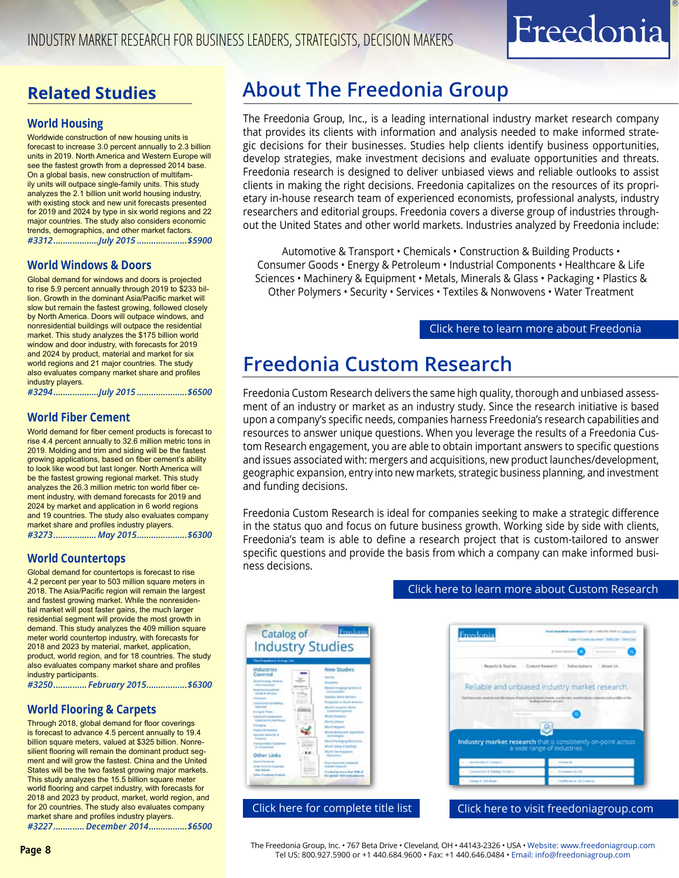## Related Studies

### World Housing

Worldwide construction of new housing units is forecast to increase 3.0 percent annually to 2.3 billion units in 2019. North America and Western Europe will see the fastest growth from a depressed 2014 base. On a global basis, new construction of multifamily units will outpace single-family units. This study analyzes the 2.1 billion unit world housing industry, with existing stock and new unit forecasts presented for 2019 and 2024 by type in six world regions and 22 major countries. The study also considers economic trends, demographics, and other market factors.

*#3312..................July 2015.....................$5900*

### World Windows & Doors

Global demand for windows and doors is projected to rise 5.9 percent annually through 2019 to $233 billion. Growth in the dominant Asia/Pacific market will slow but remain the fastest growing, followed closely by North America. Doors will outpace windows, and nonresidential buildings will outpace the residential market. This study analyzes the $175 billion world window and door industry, with forecasts for 2019 and 2024 by product, material and market for six world regions and 21 major countries. The study also evaluates company market share and profiles industry players.

*#3294..................July 2015.....................$6500*

### World Fiber Cement

World demand for fiber cement products is forecast to rise 4.4 percent annually to 32.6 million metric tons in 2019. Molding and trim and siding will be the fastest growing applications, based on fiber cement's ability to look like wood but last longer. North America will be the fastest growing regional market. This study analyzes the 26.3 million metric ton world fiber cement industry, with demand forecasts for 2019 and 2024 by market and application in 6 world regions and 19 countries. The study also evaluates company market share and profiles industry players.

*#3273................. May 2015.....................$6300*

### World Countertops

Global demand for countertops is forecast to rise 4.2 percent per year to 503 million square meters in 2018. The Asia/Pacific region will remain the largest and fastest growing market. While the nonresidential market will post faster gains, the much larger residential segment will provide the most growth in demand. This study analyzes the 409 million square meter world countertop industry, with forecasts for 2018 and 2023 by material, market, application, product, world region, and for 18 countries. The study also evaluates company market share and profiles industry participants.

*#3250............. February 2015.................$6300*

### World Flooring & Carpets

Through 2018, global demand for floor coverings is forecast to advance 4.5 percent annually to 19.4 billion square meters, valued at $325 billion. Nonresilient flooring will remain the dominant product segment and will grow the fastest. China and the United States will be the two fastest growing major markets. This study analyzes the 15.5 billion square meter world flooring and carpet industry, with forecasts for 2018 and 2023 by product, market, world region, and for 20 countries. The study also evaluates company market share and profiles industry players.

*#3227............ December 2014...............$6500*

## About The Freedonia Group

The Freedonia Group, Inc., is a leading international industry market research company that provides its clients with information and analysis needed to make informed strategic decisions for their businesses. Studies help clients identify business opportunities, develop strategies, make investment decisions and evaluate opportunities and threats. Freedonia research is designed to deliver unbiased views and reliable outlooks to assist clients in making the right decisions. Freedonia capitalizes on the resources of its proprietary in-house research team of experienced economists, professional analysts, industry researchers and editorial groups. Freedonia covers a diverse group of industries throughout the United States and other world markets. Industries analyzed by Freedonia include:

Automotive & Transport • Chemicals • Construction & Building Products • Consumer Goods • Energy & Petroleum • Industrial Components • Healthcare & Life Sciences • Machinery & Equipment • Metals, Minerals & Glass • Packaging • Plastics & Other Polymers • Security • Services • Textiles & Nonwovens • Water Treatment

Click here to learn more about Freedonia

## Freedonia Custom Research

Freedonia Custom Research delivers the same high quality, thorough and unbiased assessment of an industry or market as an industry study. Since the research initiative is based upon a company's specific needs, companies harness Freedonia's research capabilities and resources to answer unique questions. When you leverage the results of a Freedonia Custom Research engagement, you are able to obtain important answers to specific questions and issues associated with: mergers and acquisitions, new product launches/development, geographic expansion, entry into new markets, strategic business planning, and investment and funding decisions.

Freedonia Custom Research is ideal for companies seeking to make a strategic difference in the status quo and focus on future business growth. Working side by side with clients, Freedonia's team is able to define a research project that is custom-tailored to answer specific questions and provide the basis from which a company can make informed business decisions.

Click here to learn more about Custom Research

Click here for complete title list

Click here to visit freedoniagroup.com

The Freedonia Group, Inc. • 767 Beta Drive • Cleveland, OH • 44143-2326 • USA • Website: www.freedoniagroup.com
Tel US: 800.927.5900 or +1 440.684.9600 • Fax: +1 440.646.0484 • Email: info@freedoniagroup.com